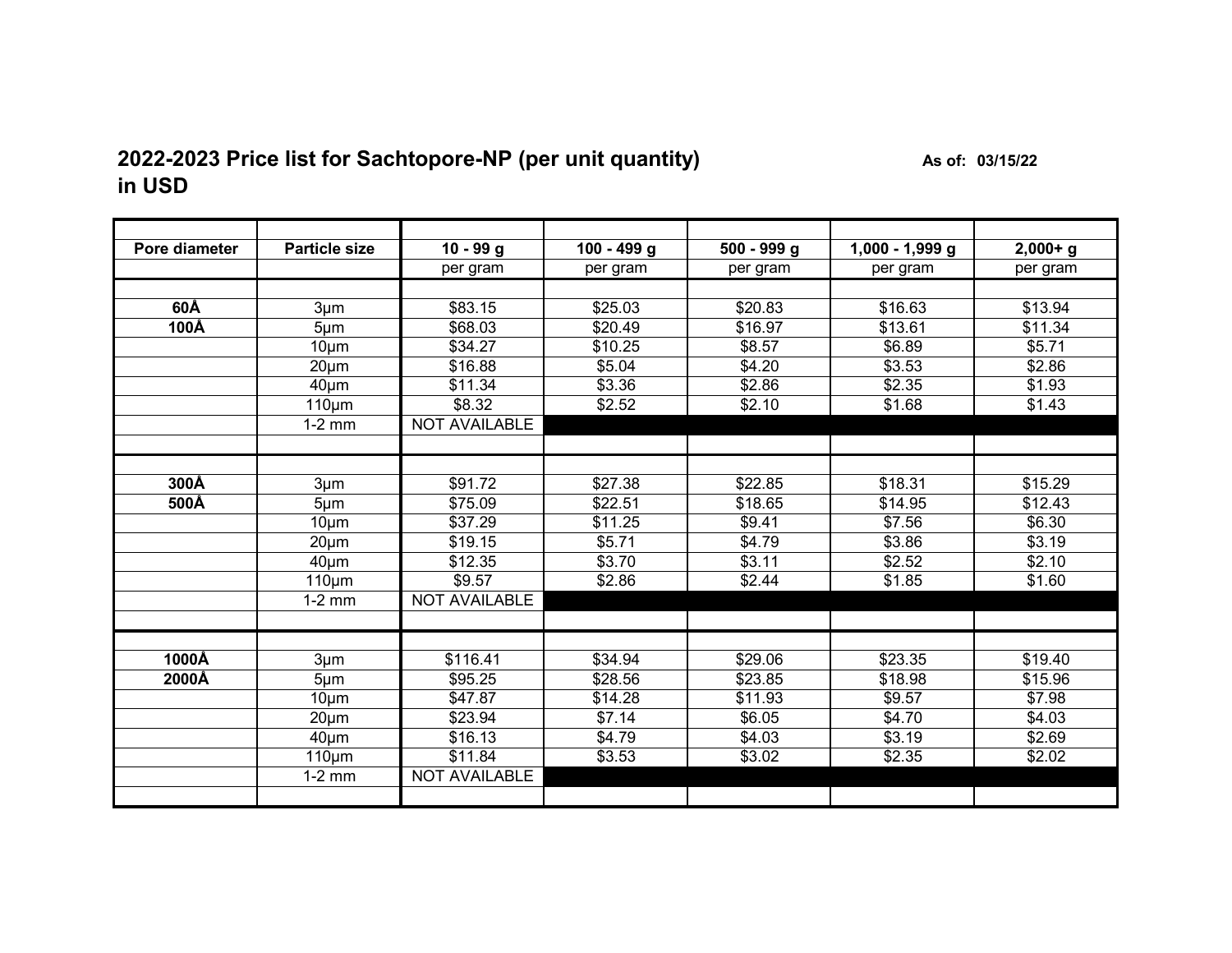## 2022-2023 Price list for Sachtopore-NP (per unit quantity) in USD

**As of: 03/15/22**

| Pore diameter | Particle size | 10 - 99 g | 100 - 499 g | 500 - 999 g | 1,000 - 1,999 g | 2,000+ g |
|---|---|---|---|---|---|---|
| | | per gram | per gram | per gram | per gram | per gram |
| | | | | | | |
| **60Å** | 3µm | $83.15 | $25.03 | $20.83 | $16.63 | $13.94 |
| **100Å** | 5µm | $68.03 | $20.49 | $16.97 | $13.61 | $11.34 |
| | 10µm | $34.27 | $10.25 | $8.57 | $6.89 | $5.71 |
| | 20µm | $16.88 | $5.04 | $4.20 | $3.53 | $2.86 |
| | 40µm | $11.34 | $3.36 | $2.86 | $2.35 | $1.93 |
| | 110µm | $8.32 | $2.52 | $2.10 | $1.68 | $1.43 |
| | 1-2 mm | NOT AVAILABLE | | | | |
| | | | | | | |
| | | | | | | |
| **300Å** | 3µm | $91.72 | $27.38 | $22.85 | $18.31 | $15.29 |
| **500Å** | 5µm | $75.09 | $22.51 | $18.65 | $14.95 | $12.43 |
| | 10µm | $37.29 | $11.25 | $9.41 | $7.56 | $6.30 |
| | 20µm | $19.15 | $5.71 | $4.79 | $3.86 | $3.19 |
| | 40µm | $12.35 | $3.70 | $3.11 | $2.52 | $2.10 |
| | 110µm | $9.57 | $2.86 | $2.44 | $1.85 | $1.60 |
| | 1-2 mm | NOT AVAILABLE | | | | |
| | | | | | | |
| | | | | | | |
| **1000Å** | 3µm | $116.41 | $34.94 | $29.06 | $23.35 | $19.40 |
| **2000Å** | 5µm | $95.25 | $28.56 | $23.85 | $18.98 | $15.96 |
| | 10µm | $47.87 | $14.28 | $11.93 | $9.57 | $7.98 |
| | 20µm | $23.94 | $7.14 | $6.05 | $4.70 | $4.03 |
| | 40µm | $16.13 | $4.79 | $4.03 | $3.19 | $2.69 |
| | 110µm | $11.84 | $3.53 | $3.02 | $2.35 | $2.02 |
| | 1-2 mm | NOT AVAILABLE | | | | |
| | | | | | | |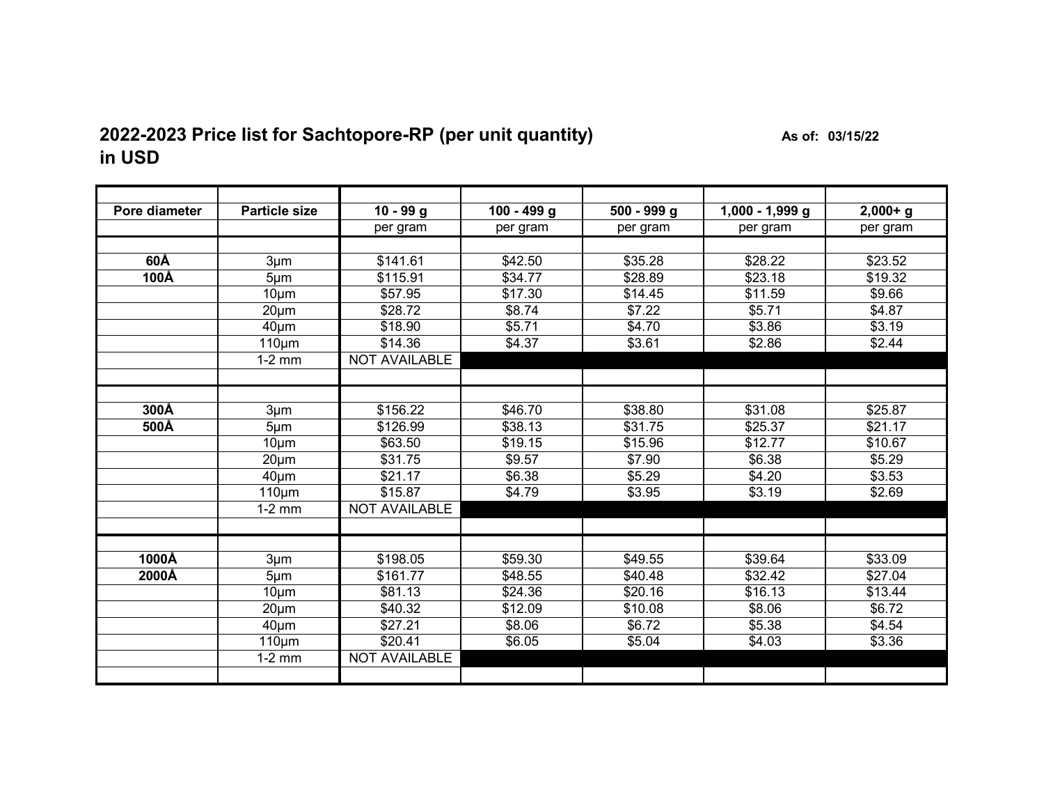## 2022-2023 Price list for Sachtopore-RP (per unit quantity) in USD

**As of: 03/15/22**

| Pore diameter | Particle size | 10 - 99 g | 100 - 499 g | 500 - 999 g | 1,000 - 1,999 g | 2,000+ g |
|---|---|---|---|---|---|---|
| | | per gram | per gram | per gram | per gram | per gram |
| | | | | | | |
| **60Å** | 3µm | $141.61 | $42.50 | $35.28 | $28.22 | $23.52 |
| **100Å** | 5µm | $115.91 | $34.77 | $28.89 | $23.18 | $19.32 |
| | 10µm | $57.95 | $17.30 | $14.45 | $11.59 | $9.66 |
| | 20µm | $28.72 | $8.74 | $7.22 | $5.71 | $4.87 |
| | 40µm | $18.90 | $5.71 | $4.70 | $3.86 | $3.19 |
| | 110µm | $14.36 | $4.37 | $3.61 | $2.86 | $2.44 |
| | 1-2 mm | NOT AVAILABLE | | | | |
| | | | | | | |
| | | | | | | |
| **300Å** | 3µm | $156.22 | $46.70 | $38.80 | $31.08 | $25.87 |
| **500Å** | 5µm | $126.99 | $38.13 | $31.75 | $25.37 | $21.17 |
| | 10µm | $63.50 | $19.15 | $15.96 | $12.77 | $10.67 |
| | 20µm | $31.75 | $9.57 | $7.90 | $6.38 | $5.29 |
| | 40µm | $21.17 | $6.38 | $5.29 | $4.20 | $3.53 |
| | 110µm | $15.87 | $4.79 | $3.95 | $3.19 | $2.69 |
| | 1-2 mm | NOT AVAILABLE | | | | |
| | | | | | | |
| | | | | | | |
| **1000Å** | 3µm | $198.05 | $59.30 | $49.55 | $39.64 | $33.09 |
| **2000Å** | 5µm | $161.77 | $48.55 | $40.48 | $32.42 | $27.04 |
| | 10µm | $81.13 | $24.36 | $20.16 | $16.13 | $13.44 |
| | 20µm | $40.32 | $12.09 | $10.08 | $8.06 | $6.72 |
| | 40µm | $27.21 | $8.06 | $6.72 | $5.38 | $4.54 |
| | 110µm | $20.41 | $6.05 | $5.04 | $4.03 | $3.36 |
| | 1-2 mm | NOT AVAILABLE | | | | |